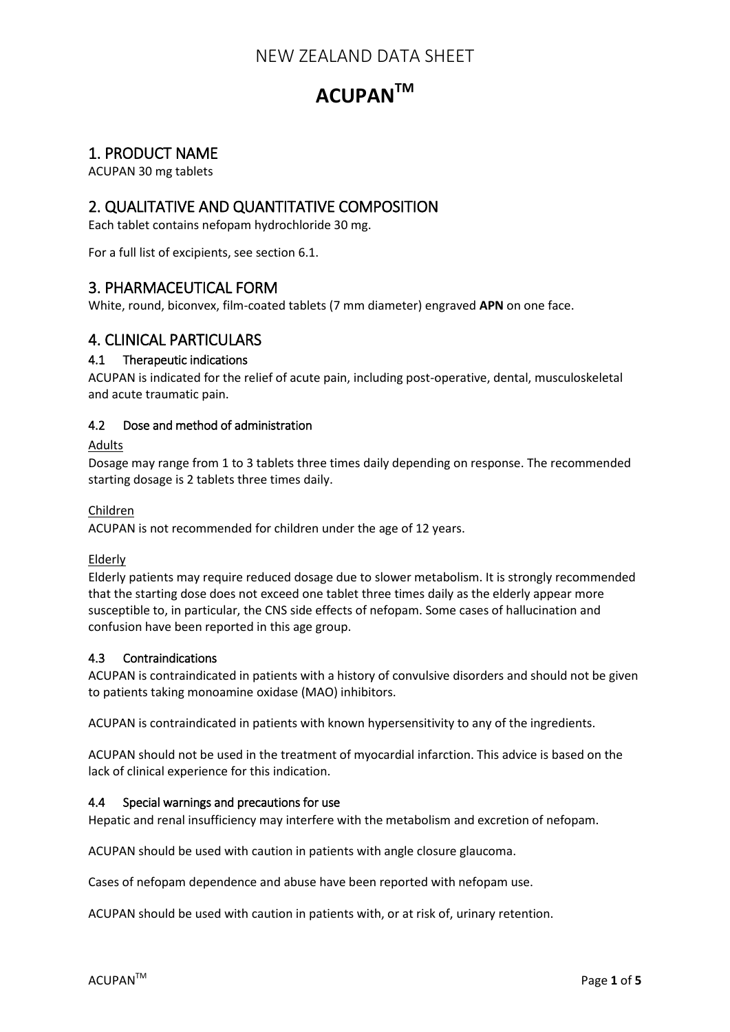# NEW ZEALAND DATA SHEET

# ACUPAN™

## 1. PRODUCT NAME

ACUPAN 30 mg tablets

## 2. QUALITATIVE AND QUANTITATIVE COMPOSITION

Each tablet contains nefopam hydrochloride 30 mg.

For a full list of excipients, see section 6.1.

## 3. PHARMACEUTICAL FORM

White, round, biconvex, film-coated tablets (7 mm diameter) engraved **APN** on one face.

## 4. CLINICAL PARTICULARS

### 4.1 Therapeutic indications

ACUPAN is indicated for the relief of acute pain, including post-operative, dental, musculoskeletal and acute traumatic pain.

### 4.2 Dose and method of administration

Adults

Dosage may range from 1 to 3 tablets three times daily depending on response. The recommended starting dosage is 2 tablets three times daily.

Children

ACUPAN is not recommended for children under the age of 12 years.

Elderly

Elderly patients may require reduced dosage due to slower metabolism. It is strongly recommended that the starting dose does not exceed one tablet three times daily as the elderly appear more susceptible to, in particular, the CNS side effects of nefopam. Some cases of hallucination and confusion have been reported in this age group.

### 4.3 Contraindications

ACUPAN is contraindicated in patients with a history of convulsive disorders and should not be given to patients taking monoamine oxidase (MAO) inhibitors.

ACUPAN is contraindicated in patients with known hypersensitivity to any of the ingredients.

ACUPAN should not be used in the treatment of myocardial infarction. This advice is based on the lack of clinical experience for this indication.

### 4.4 Special warnings and precautions for use

Hepatic and renal insufficiency may interfere with the metabolism and excretion of nefopam.

ACUPAN should be used with caution in patients with angle closure glaucoma.

Cases of nefopam dependence and abuse have been reported with nefopam use.

ACUPAN should be used with caution in patients with, or at risk of, urinary retention.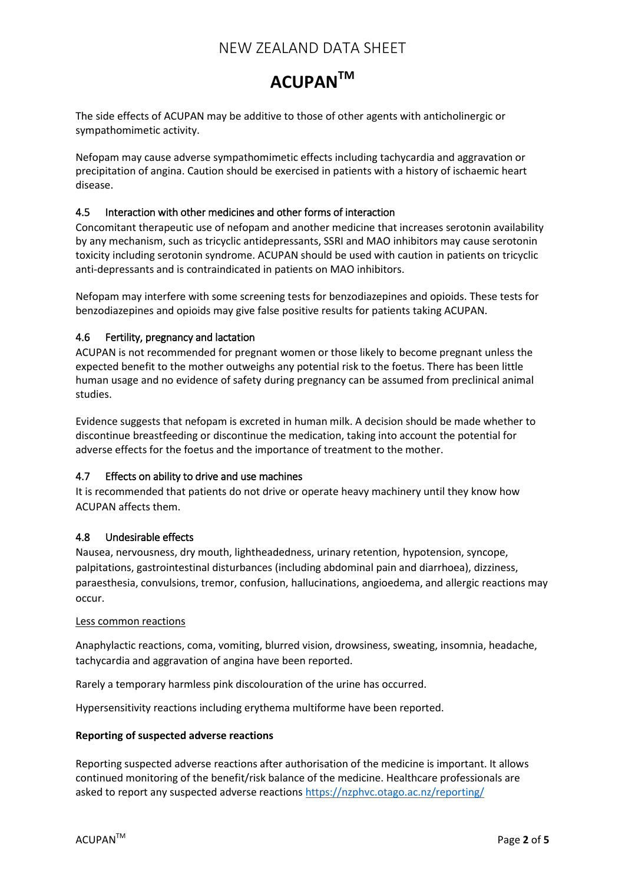The side effects of ACUPAN may be additive to those of other agents with anticholinergic or sympathomimetic activity.

Nefopam may cause adverse sympathomimetic effects including tachycardia and aggravation or precipitation of angina. Caution should be exercised in patients with a history of ischaemic heart disease.

### 4.5 Interaction with other medicines and other forms of interaction

Concomitant therapeutic use of nefopam and another medicine that increases serotonin availability by any mechanism, such as tricyclic antidepressants, SSRI and MAO inhibitors may cause serotonin toxicity including serotonin syndrome. ACUPAN should be used with caution in patients on tricyclic anti-depressants and is contraindicated in patients on MAO inhibitors.

Nefopam may interfere with some screening tests for benzodiazepines and opioids. These tests for benzodiazepines and opioids may give false positive results for patients taking ACUPAN.

### 4.6 Fertility, pregnancy and lactation

ACUPAN is not recommended for pregnant women or those likely to become pregnant unless the expected benefit to the mother outweighs any potential risk to the foetus. There has been little human usage and no evidence of safety during pregnancy can be assumed from preclinical animal studies.

Evidence suggests that nefopam is excreted in human milk. A decision should be made whether to discontinue breastfeeding or discontinue the medication, taking into account the potential for adverse effects for the foetus and the importance of treatment to the mother.

### 4.7 Effects on ability to drive and use machines

It is recommended that patients do not drive or operate heavy machinery until they know how ACUPAN affects them.

### 4.8 Undesirable effects

Nausea, nervousness, dry mouth, lightheadedness, urinary retention, hypotension, syncope, palpitations, gastrointestinal disturbances (including abdominal pain and diarrhoea), dizziness, paraesthesia, convulsions, tremor, confusion, hallucinations, angioedema, and allergic reactions may occur.

<u>Less common reactions</u>

Anaphylactic reactions, coma, vomiting, blurred vision, drowsiness, sweating, insomnia, headache, tachycardia and aggravation of angina have been reported.

Rarely a temporary harmless pink discolouration of the urine has occurred.

Hypersensitivity reactions including erythema multiforme have been reported.

**Reporting of suspected adverse reactions**

Reporting suspected adverse reactions after authorisation of the medicine is important. It allows continued monitoring of the benefit/risk balance of the medicine. Healthcare professionals are asked to report any suspected adverse reactions https://nzphvc.otago.ac.nz/reporting/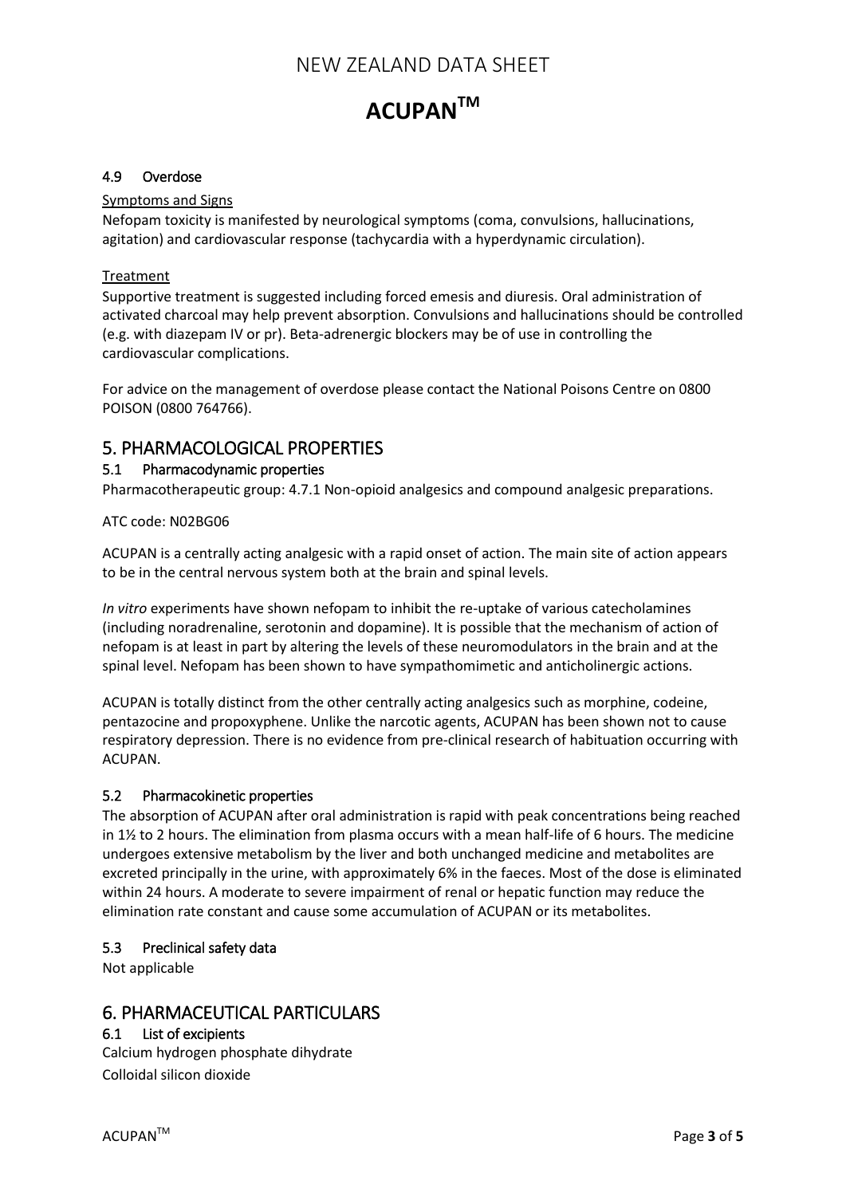### 4.9 Overdose

Symptoms and Signs

Nefopam toxicity is manifested by neurological symptoms (coma, convulsions, hallucinations, agitation) and cardiovascular response (tachycardia with a hyperdynamic circulation).

Treatment

Supportive treatment is suggested including forced emesis and diuresis. Oral administration of activated charcoal may help prevent absorption. Convulsions and hallucinations should be controlled (e.g. with diazepam IV or pr). Beta-adrenergic blockers may be of use in controlling the cardiovascular complications.

For advice on the management of overdose please contact the National Poisons Centre on 0800 POISON (0800 764766).

## 5. PHARMACOLOGICAL PROPERTIES

### 5.1 Pharmacodynamic properties

Pharmacotherapeutic group: 4.7.1 Non-opioid analgesics and compound analgesic preparations.

ATC code: N02BG06

ACUPAN is a centrally acting analgesic with a rapid onset of action. The main site of action appears to be in the central nervous system both at the brain and spinal levels.

*In vitro* experiments have shown nefopam to inhibit the re-uptake of various catecholamines (including noradrenaline, serotonin and dopamine). It is possible that the mechanism of action of nefopam is at least in part by altering the levels of these neuromodulators in the brain and at the spinal level. Nefopam has been shown to have sympathomimetic and anticholinergic actions.

ACUPAN is totally distinct from the other centrally acting analgesics such as morphine, codeine, pentazocine and propoxyphene. Unlike the narcotic agents, ACUPAN has been shown not to cause respiratory depression. There is no evidence from pre-clinical research of habituation occurring with ACUPAN.

### 5.2 Pharmacokinetic properties

The absorption of ACUPAN after oral administration is rapid with peak concentrations being reached in 1½ to 2 hours. The elimination from plasma occurs with a mean half-life of 6 hours. The medicine undergoes extensive metabolism by the liver and both unchanged medicine and metabolites are excreted principally in the urine, with approximately 6% in the faeces. Most of the dose is eliminated within 24 hours. A moderate to severe impairment of renal or hepatic function may reduce the elimination rate constant and cause some accumulation of ACUPAN or its metabolites.

### 5.3 Preclinical safety data

Not applicable

## 6. PHARMACEUTICAL PARTICULARS

### 6.1 List of excipients

Calcium hydrogen phosphate dihydrate

Colloidal silicon dioxide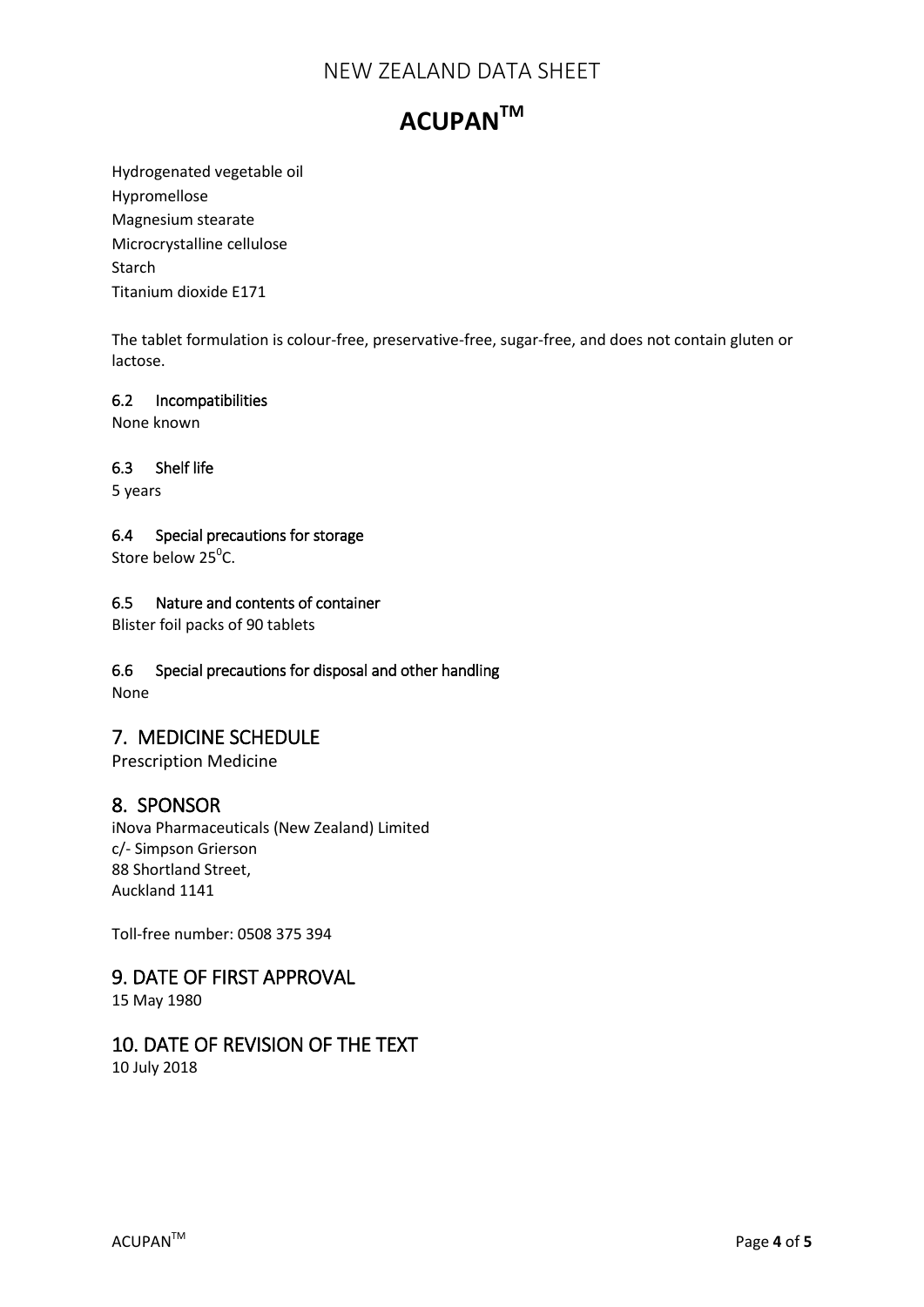Hydrogenated vegetable oil
Hypromellose
Magnesium stearate
Microcrystalline cellulose
Starch
Titanium dioxide E171

The tablet formulation is colour-free, preservative-free, sugar-free, and does not contain gluten or lactose.

### 6.2 Incompatibilities

None known

### 6.3 Shelf life

5 years

### 6.4 Special precautions for storage

Store below 25$^0$C.

### 6.5 Nature and contents of container

Blister foil packs of 90 tablets

### 6.6 Special precautions for disposal and other handling

None

## 7. MEDICINE SCHEDULE

Prescription Medicine

## 8. SPONSOR

iNova Pharmaceuticals (New Zealand) Limited
c/- Simpson Grierson
88 Shortland Street,
Auckland 1141

Toll-free number: 0508 375 394

## 9. DATE OF FIRST APPROVAL

15 May 1980

## 10. DATE OF REVISION OF THE TEXT

10 July 2018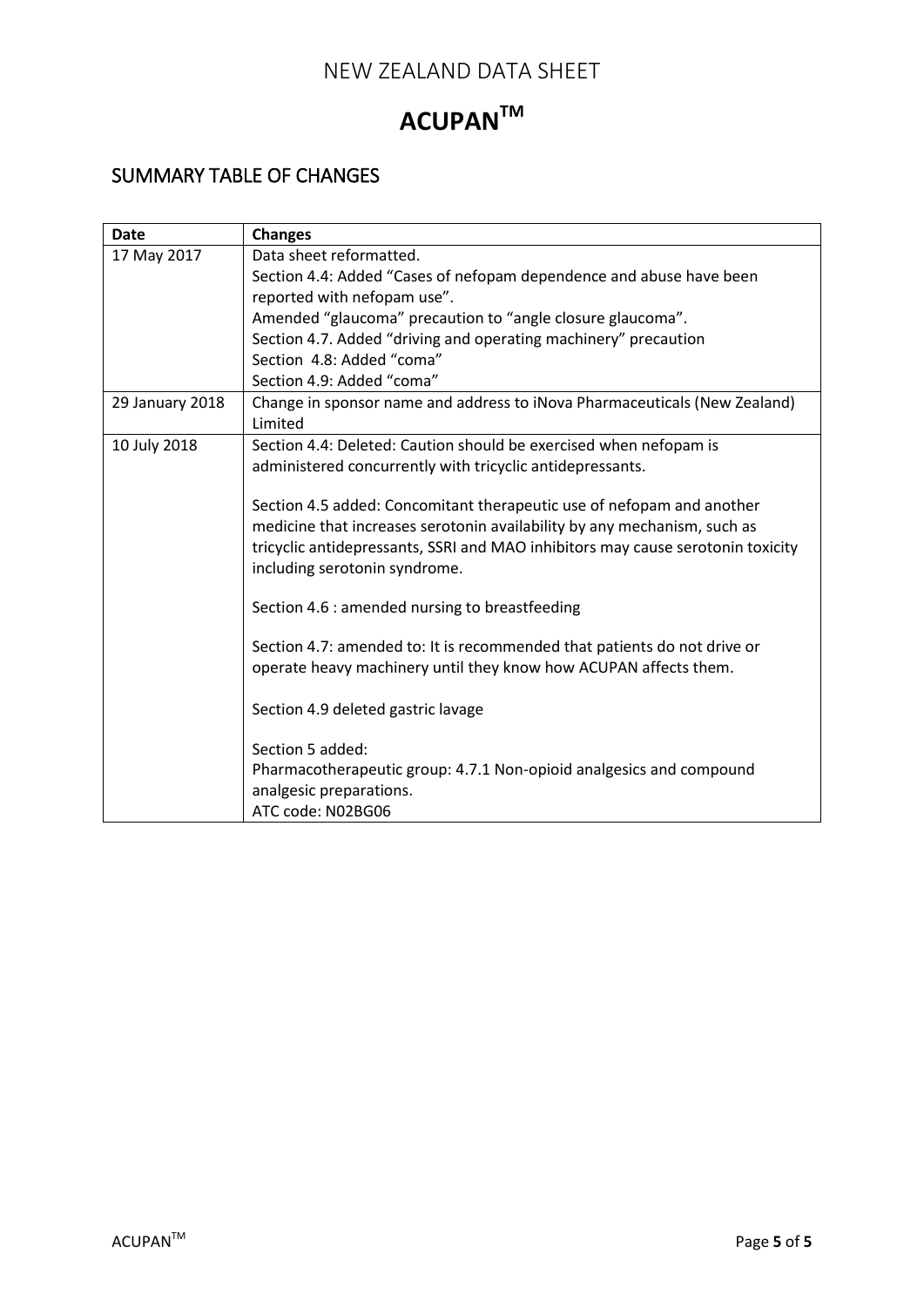# NEW ZEALAND DATA SHEET

# ACUPAN[TM]

## SUMMARY TABLE OF CHANGES

| Date | Changes |
|---|---|
| 17 May 2017 | Data sheet reformatted.<br>Section 4.4: Added "Cases of nefopam dependence and abuse have been reported with nefopam use".<br>Amended "glaucoma" precaution to "angle closure glaucoma".<br>Section 4.7. Added "driving and operating machinery" precaution<br>Section 4.8: Added "coma"<br>Section 4.9: Added "coma" |
| 29 January 2018 | Change in sponsor name and address to iNova Pharmaceuticals (New Zealand) Limited |
| 10 July 2018 | Section 4.4: Deleted: Caution should be exercised when nefopam is administered concurrently with tricyclic antidepressants.<br><br>Section 4.5 added: Concomitant therapeutic use of nefopam and another medicine that increases serotonin availability by any mechanism, such as tricyclic antidepressants, SSRI and MAO inhibitors may cause serotonin toxicity including serotonin syndrome.<br><br>Section 4.6 : amended nursing to breastfeeding<br><br>Section 4.7: amended to: It is recommended that patients do not drive or operate heavy machinery until they know how ACUPAN affects them.<br><br>Section 4.9 deleted gastric lavage<br><br>Section 5 added:<br>Pharmacotherapeutic group: 4.7.1 Non-opioid analgesics and compound analgesic preparations.<br>ATC code: N02BG06 |